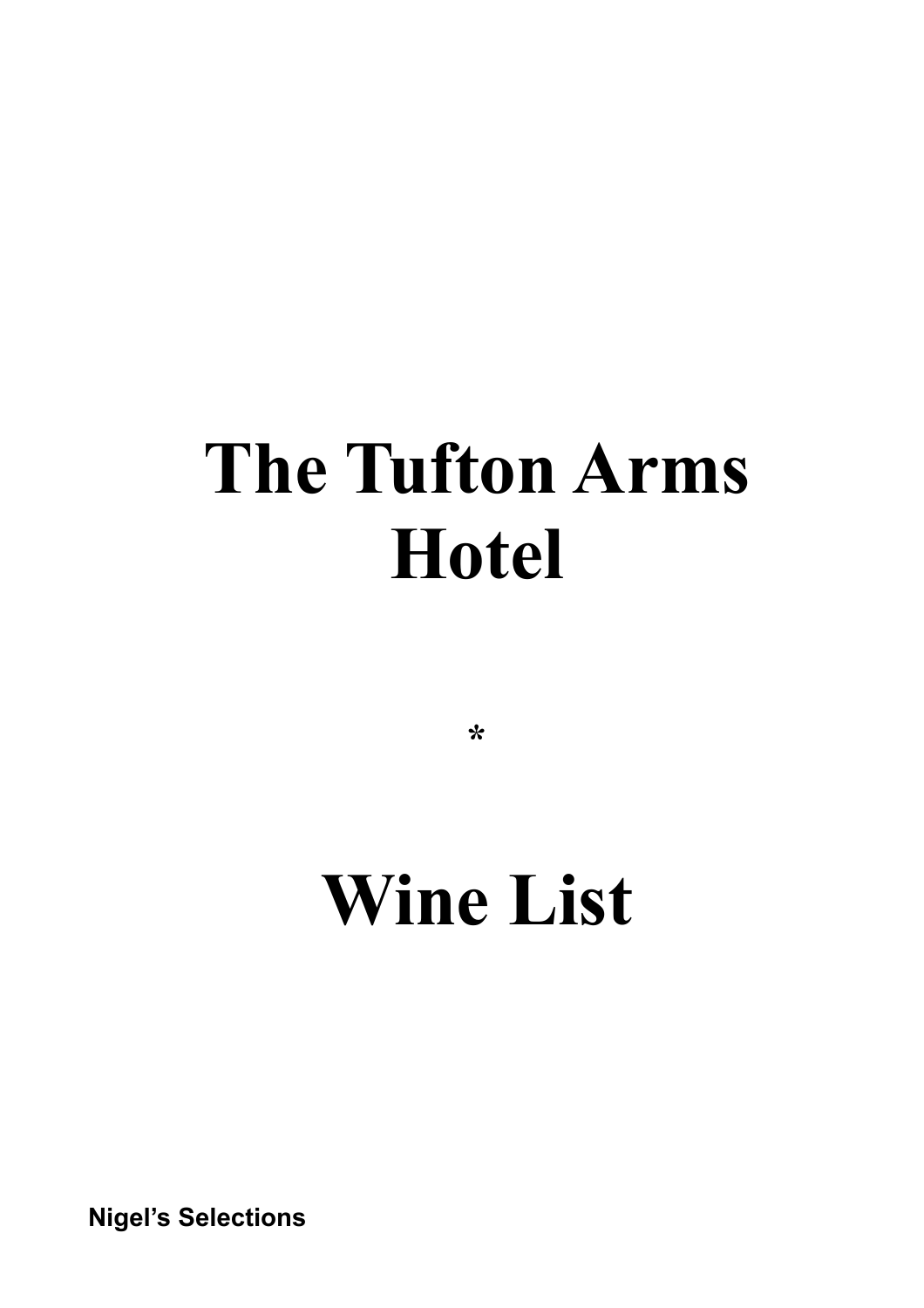# The Tufton Arms Hotel

*

# Wine List

**Nigel's Selections**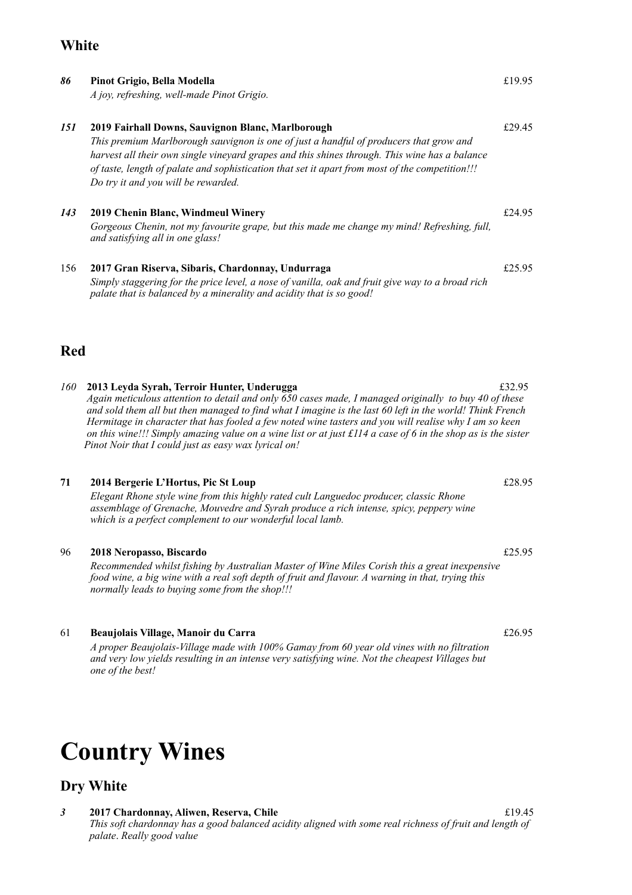## White

***86*** **Pinot Grigio, Bella Modella** £19.95

*A joy, refreshing, well-made Pinot Grigio.*

***151*** **2019 Fairhall Downs, Sauvignon Blanc, Marlborough** £29.45

*This premium Marlborough sauvignon is one of just a handful of producers that grow and harvest all their own single vineyard grapes and this shines through. This wine has a balance of taste, length of palate and sophistication that set it apart from most of the competition!!! Do try it and you will be rewarded.*

***143*** **2019 Chenin Blanc, Windmeul Winery** £24.95

*Gorgeous Chenin, not my favourite grape, but this made me change my mind! Refreshing, full, and satisfying all in one glass!*

156 **2017 Gran Riserva, Sibaris, Chardonnay, Undurraga** £25.95

*Simply staggering for the price level, a nose of vanilla, oak and fruit give way to a broad rich palate that is balanced by a minerality and acidity that is so good!*

## Red

*160* **2013 Leyda Syrah, Terroir Hunter, Underugga** £32.95

*Again meticulous attention to detail and only 650 cases made, I managed originally to buy 40 of these and sold them all but then managed to find what I imagine is the last 60 left in the world! Think French Hermitage in character that has fooled a few noted wine tasters and you will realise why I am so keen on this wine!!! Simply amazing value on a wine list or at just £114 a case of 6 in the shop as is the sister Pinot Noir that I could just as easy wax lyrical on!*

**71** **2014 Bergerie L'Hortus, Pic St Loup** £28.95

*Elegant Rhone style wine from this highly rated cult Languedoc producer, classic Rhone assemblage of Grenache, Mouvedre and Syrah produce a rich intense, spicy, peppery wine which is a perfect complement to our wonderful local lamb.*

96 **2018 Neropasso, Biscardo** £25.95

*Recommended whilst fishing by Australian Master of Wine Miles Corish this a great inexpensive food wine, a big wine with a real soft depth of fruit and flavour. A warning in that, trying this normally leads to buying some from the shop!!!*

61 **Beaujolais Village, Manoir du Carra** £26.95

*A proper Beaujolais-Village made with 100% Gamay from 60 year old vines with no filtration and very low yields resulting in an intense very satisfying wine. Not the cheapest Villages but one of the best!*

# Country Wines

## Dry White

***3*** **2017 Chardonnay, Aliwen, Reserva, Chile** £19.45

*This soft chardonnay has a good balanced acidity aligned with some real richness of fruit and length of palate. Really good value*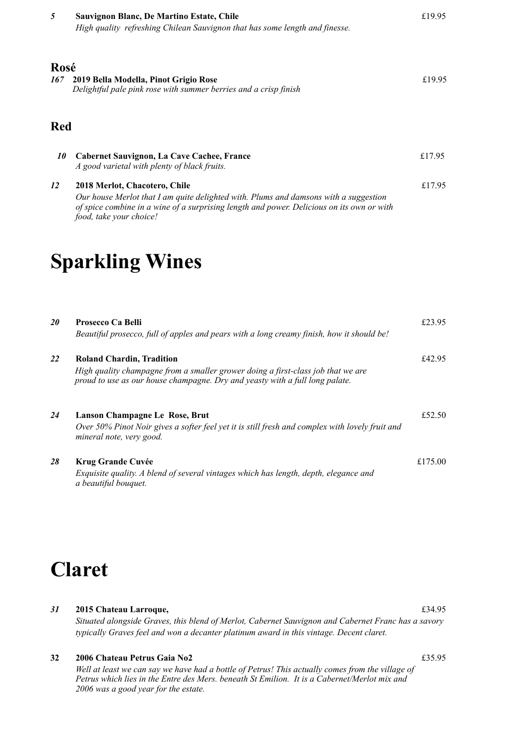**5** **Sauvignon Blanc, De Martino Estate, Chile** £19.95
*High quality refreshing Chilean Sauvignon that has some length and finesse.*

### Rosé

**167** **2019 Bella Modella, Pinot Grigio Rose** £19.95
*Delightful pale pink rose with summer berries and a crisp finish*

### Red

**10** **Cabernet Sauvignon, La Cave Cachee, France** £17.95
*A good varietal with plenty of black fruits.*

**12** **2018 Merlot, Chacotero, Chile** £17.95
*Our house Merlot that I am quite delighted with. Plums and damsons with a suggestion of spice combine in a wine of a surprising length and power. Delicious on its own or with food, take your choice!*

# Sparkling Wines

**20** **Prosecco Ca Belli** £23.95
*Beautiful prosecco, full of apples and pears with a long creamy finish, how it should be!*

**22** **Roland Chardin, Tradition** £42.95
*High quality champagne from a smaller grower doing a first-class job that we are proud to use as our house champagne. Dry and yeasty with a full long palate.*

**24** **Lanson Champagne Le Rose, Brut** £52.50
*Over 50% Pinot Noir gives a softer feel yet it is still fresh and complex with lovely fruit and mineral note, very good.*

**28** **Krug Grande Cuvée** £175.00
*Exquisite quality. A blend of several vintages which has length, depth, elegance and a beautiful bouquet.*

# Claret

**31** **2015 Chateau Larroque,** £34.95
*Situated alongside Graves, this blend of Merlot, Cabernet Sauvignon and Cabernet Franc has a savory typically Graves feel and won a decanter platinum award in this vintage. Decent claret.*

**32** **2006 Chateau Petrus Gaia No2** £35.95
*Well at least we can say we have had a bottle of Petrus! This actually comes from the village of Petrus which lies in the Entre des Mers. beneath St Emilion. It is a Cabernet/Merlot mix and 2006 was a good year for the estate.*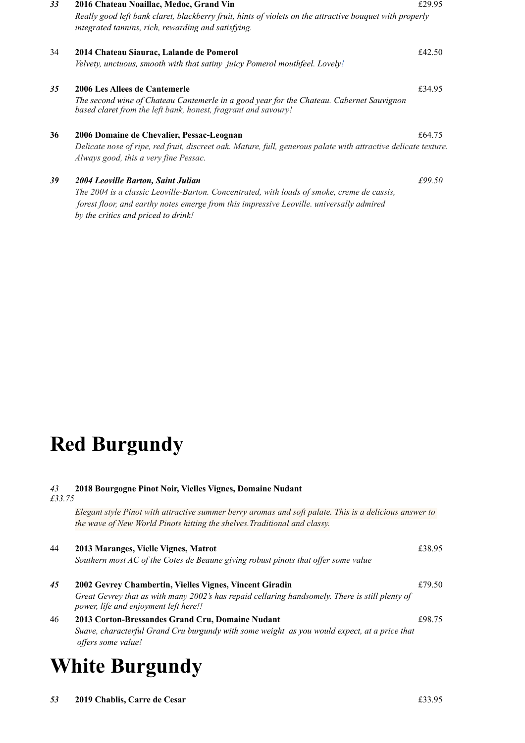***33*** **2016 Chateau Noaillac, Medoc, Grand Vin** £29.95

*Really good left bank claret, blackberry fruit, hints of violets on the attractive bouquet with properly integrated tannins, rich, rewarding and satisfying.*

34 **2014 Chateau Siaurac, Lalande de Pomerol** £42.50

*Velvety, unctuous, smooth with that satiny juicy Pomerol mouthfeel. Lovely!*

***35*** **2006 Les Allees de Cantemerle** £34.95

*The second wine of Chateau Cantemerle in a good year for the Chateau. Cabernet Sauvignon based claret from the left bank, honest, fragrant and savoury!*

**36** **2006 Domaine de Chevalier, Pessac-Leognan** £64.75

*Delicate nose of ripe, red fruit, discreet oak. Mature, full, generous palate with attractive delicate texture. Always good, this a very fine Pessac.*

***39*** ***2004 Leoville Barton, Saint Julian*** *£99.50*

*The 2004 is a classic Leoville-Barton. Concentrated, with loads of smoke, creme de cassis, forest floor, and earthy notes emerge from this impressive Leoville. universally admired by the critics and priced to drink!*

# Red Burgundy

*43* **2018 Bourgogne Pinot Noir, Vielles Vignes, Domaine Nudant**
*£33.75*

*Elegant style Pinot with attractive summer berry aromas and soft palate. This is a delicious answer to the wave of New World Pinots hitting the shelves.Traditional and classy.*

44 **2013 Maranges, Vielle Vignes, Matrot** £38.95

*Southern most AC of the Cotes de Beaune giving robust pinots that offer some value*

***45*** **2002 Gevrey Chambertin, Vielles Vignes, Vincent Giradin** £79.50

*Great Gevrey that as with many 2002's has repaid cellaring handsomely. There is still plenty of power, life and enjoyment left here!!*

46 **2013 Corton-Bressandes Grand Cru, Domaine Nudant** £98.75

*Suave, characterful Grand Cru burgundy with some weight as you would expect, at a price that offers some value!*

# White Burgundy

***53*** **2019 Chablis, Carre de Cesar** £33.95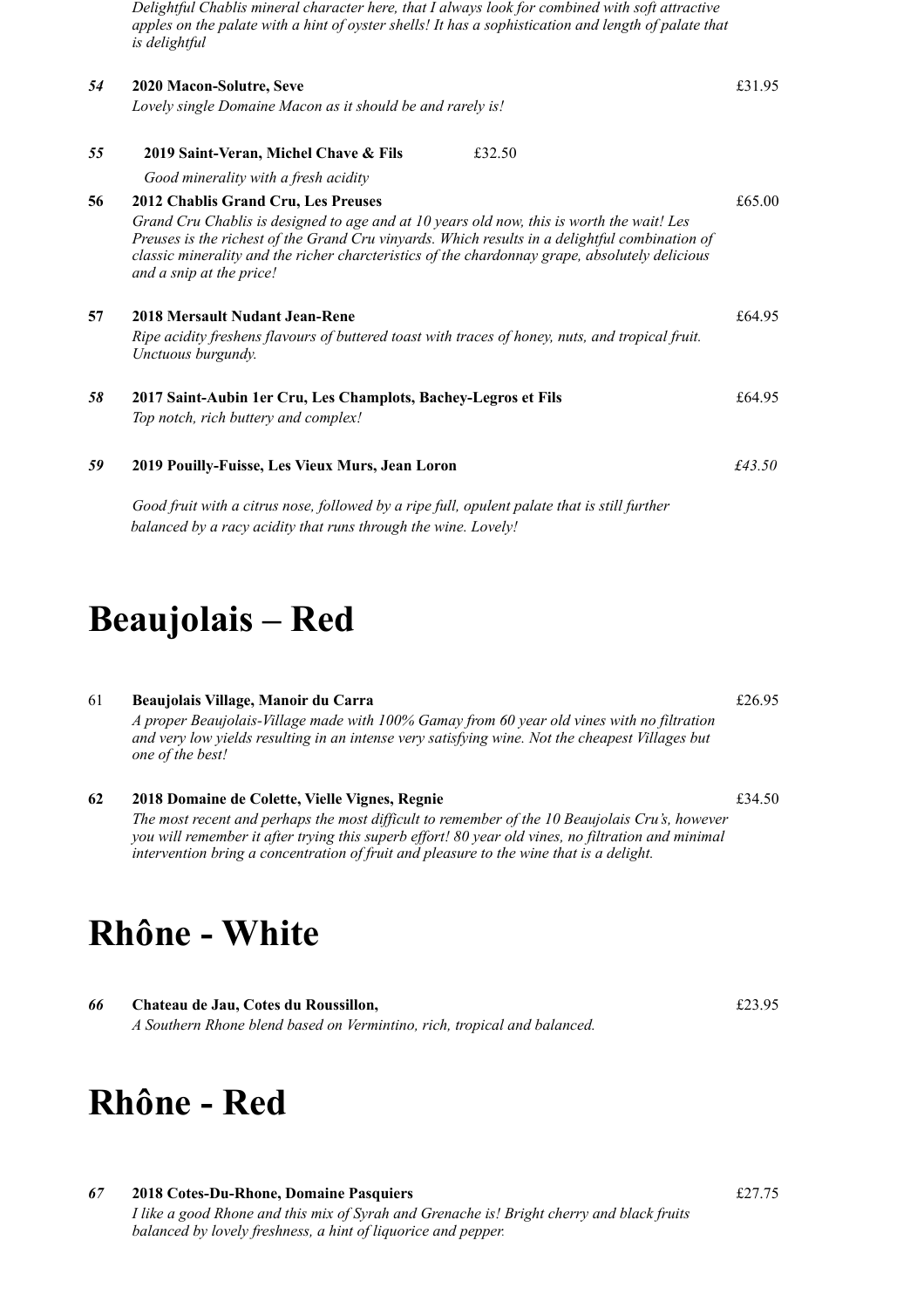*Delightful Chablis mineral character here, that I always look for combined with soft attractive apples on the palate with a hint of oyster shells! It has a sophistication and length of palate that is delightful*

***54*** **2020 Macon-Solutre, Seve** £31.95

*Lovely single Domaine Macon as it should be and rarely is!*

***55*** **2019 Saint-Veran, Michel Chave & Fils** £32.50

*Good minerality with a fresh acidity*

**56** **2012 Chablis Grand Cru, Les Preuses** £65.00

*Grand Cru Chablis is designed to age and at 10 years old now, this is worth the wait! Les Preuses is the richest of the Grand Cru vinyards. Which results in a delightful combination of classic minerality and the richer charcteristics of the chardonnay grape, absolutely delicious and a snip at the price!*

**57** **2018 Mersault Nudant Jean-Rene** £64.95

*Ripe acidity freshens flavours of buttered toast with traces of honey, nuts, and tropical fruit. Unctuous burgundy.*

***58*** **2017 Saint-Aubin 1er Cru, Les Champlots, Bachey-Legros et Fils** £64.95

*Top notch, rich buttery and complex!*

***59*** **2019 Pouilly-Fuisse, Les Vieux Murs, Jean Loron** *£43.50*

*Good fruit with a citrus nose, followed by a ripe full, opulent palate that is still further balanced by a racy acidity that runs through the wine. Lovely!*

# Beaujolais – Red

61 **Beaujolais Village, Manoir du Carra** £26.95

*A proper Beaujolais-Village made with 100% Gamay from 60 year old vines with no filtration and very low yields resulting in an intense very satisfying wine. Not the cheapest Villages but one of the best!*

**62** **2018 Domaine de Colette, Vielle Vignes, Regnie** £34.50

*The most recent and perhaps the most difficult to remember of the 10 Beaujolais Cru's, however you will remember it after trying this superb effort! 80 year old vines, no filtration and minimal intervention bring a concentration of fruit and pleasure to the wine that is a delight.*

# Rhône - White

***66*** **Chateau de Jau, Cotes du Roussillon,** £23.95

*A Southern Rhone blend based on Vermintino, rich, tropical and balanced.*

# Rhône - Red

***67*** **2018 Cotes-Du-Rhone, Domaine Pasquiers** £27.75

*I like a good Rhone and this mix of Syrah and Grenache is! Bright cherry and black fruits balanced by lovely freshness, a hint of liquorice and pepper.*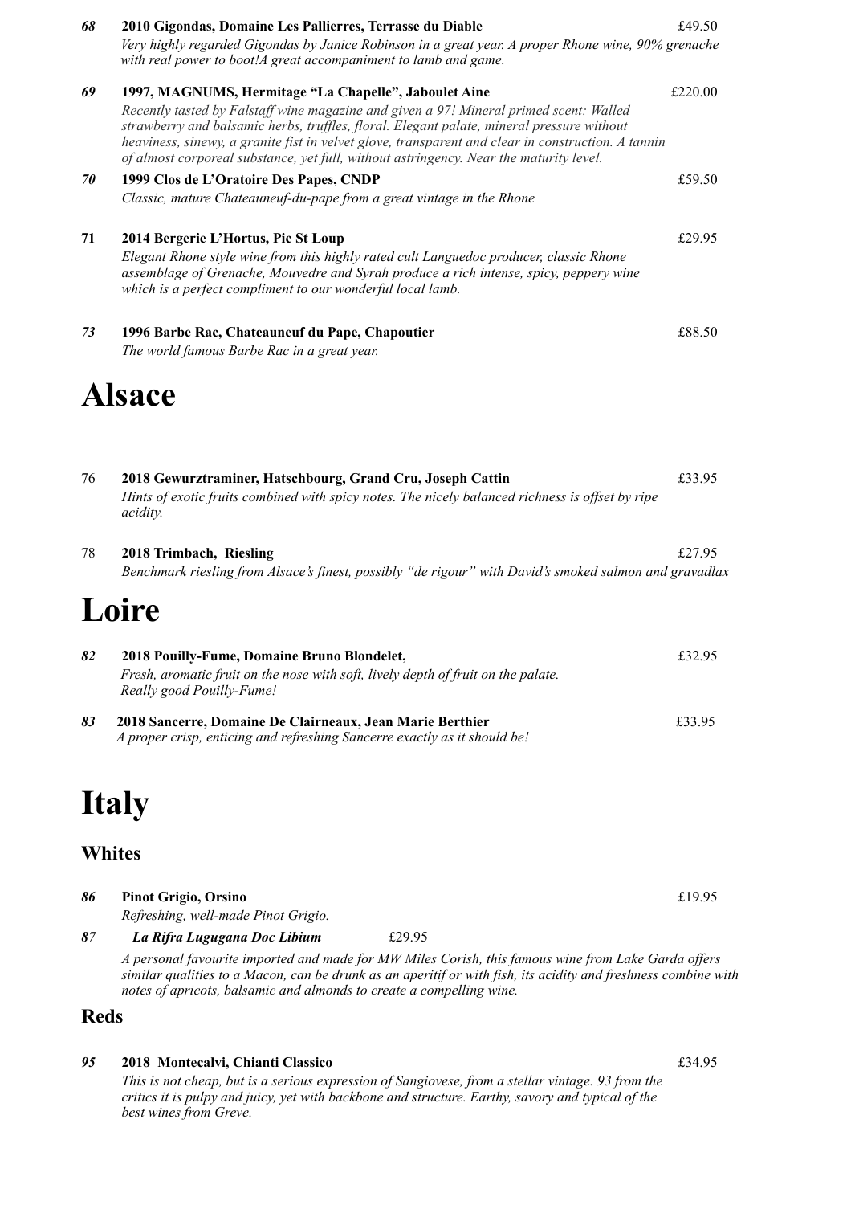***68*** **2010 Gigondas, Domaine Les Pallierres, Terrasse du Diable** £49.50

*Very highly regarded Gigondas by Janice Robinson in a great year. A proper Rhone wine, 90% grenache with real power to boot!A great accompaniment to lamb and game.*

***69*** **1997, MAGNUMS, Hermitage "La Chapelle", Jaboulet Aine** £220.00

*Recently tasted by Falstaff wine magazine and given a 97! Mineral primed scent: Walled strawberry and balsamic herbs, truffles, floral. Elegant palate, mineral pressure without heaviness, sinewy, a granite fist in velvet glove, transparent and clear in construction. A tannin of almost corporeal substance, yet full, without astringency. Near the maturity level.*

***70*** **1999 Clos de L'Oratoire Des Papes, CNDP** £59.50

*Classic, mature Chateauneuf-du-pape from a great vintage in the Rhone*

**71** **2014 Bergerie L'Hortus, Pic St Loup** £29.95

*Elegant Rhone style wine from this highly rated cult Languedoc producer, classic Rhone assemblage of Grenache, Mouvedre and Syrah produce a rich intense, spicy, peppery wine which is a perfect compliment to our wonderful local lamb.*

***73*** **1996 Barbe Rac, Chateauneuf du Pape, Chapoutier** £88.50

*The world famous Barbe Rac in a great year.*

# Alsace

76 **2018 Gewurztraminer, Hatschbourg, Grand Cru, Joseph Cattin** £33.95

*Hints of exotic fruits combined with spicy notes. The nicely balanced richness is offset by ripe acidity.*

78 **2018 Trimbach, Riesling** £27.95

*Benchmark riesling from Alsace's finest, possibly "de rigour" with David's smoked salmon and gravadlax*

# Loire

***82*** **2018 Pouilly-Fume, Domaine Bruno Blondelet,** £32.95

*Fresh, aromatic fruit on the nose with soft, lively depth of fruit on the palate. Really good Pouilly-Fume!*

***83*** **2018 Sancerre, Domaine De Clairneaux, Jean Marie Berthier** £33.95

*A proper crisp, enticing and refreshing Sancerre exactly as it should be!*

# Italy

## Whites

***86*** **Pinot Grigio, Orsino** £19.95

*Refreshing, well-made Pinot Grigio.*

***87*** ***La Rifra Lugugana Doc Libium*** £29.95

*A personal favourite imported and made for MW Miles Corish, this famous wine from Lake Garda offers similar qualities to a Macon, can be drunk as an aperitif or with fish, its acidity and freshness combine with notes of apricots, balsamic and almonds to create a compelling wine.*

## Reds

***95*** **2018 Montecalvi, Chianti Classico** £34.95

*This is not cheap, but is a serious expression of Sangiovese, from a stellar vintage. 93 from the critics it is pulpy and juicy, yet with backbone and structure. Earthy, savory and typical of the best wines from Greve.*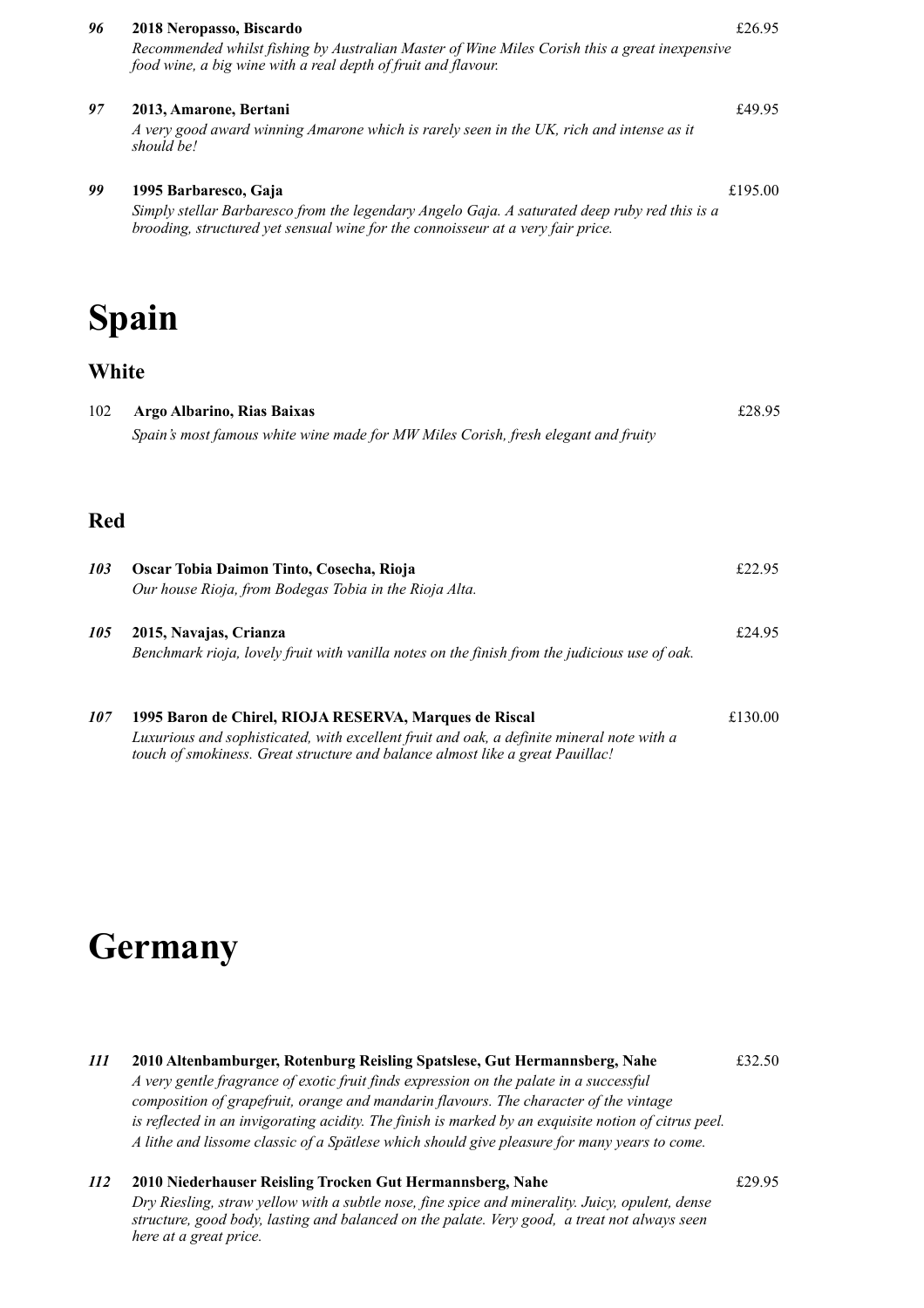***96*** **2018 Neropasso, Biscardo** £26.95
*Recommended whilst fishing by Australian Master of Wine Miles Corish this a great inexpensive food wine, a big wine with a real depth of fruit and flavour.*

***97*** **2013, Amarone, Bertani** £49.95
*A very good award winning Amarone which is rarely seen in the UK, rich and intense as it should be!*

***99*** **1995 Barbaresco, Gaja** £195.00
*Simply stellar Barbaresco from the legendary Angelo Gaja. A saturated deep ruby red this is a brooding, structured yet sensual wine for the connoisseur at a very fair price.*

# Spain

## White

102 **Argo Albarino, Rias Baixas** £28.95
*Spain's most famous white wine made for MW Miles Corish, fresh elegant and fruity*

## Red

***103*** **Oscar Tobia Daimon Tinto, Cosecha, Rioja** £22.95
*Our house Rioja, from Bodegas Tobia in the Rioja Alta.*

***105*** **2015, Navajas, Crianza** £24.95
*Benchmark rioja, lovely fruit with vanilla notes on the finish from the judicious use of oak.*

***107*** **1995 Baron de Chirel, RIOJA RESERVA, Marques de Riscal** £130.00
*Luxurious and sophisticated, with excellent fruit and oak, a definite mineral note with a touch of smokiness. Great structure and balance almost like a great Pauillac!*

# Germany

***111*** **2010 Altenbamburger, Rotenburg Reisling Spatslese, Gut Hermannsberg, Nahe** £32.50
*A very gentle fragrance of exotic fruit finds expression on the palate in a successful composition of grapefruit, orange and mandarin flavours. The character of the vintage is reflected in an invigorating acidity. The finish is marked by an exquisite notion of citrus peel. A lithe and lissome classic of a Spätlese which should give pleasure for many years to come.*

***112*** **2010 Niederhauser Reisling Trocken Gut Hermannsberg, Nahe** £29.95
*Dry Riesling, straw yellow with a subtle nose, fine spice and minerality. Juicy, opulent, dense structure, good body, lasting and balanced on the palate. Very good, a treat not always seen here at a great price.*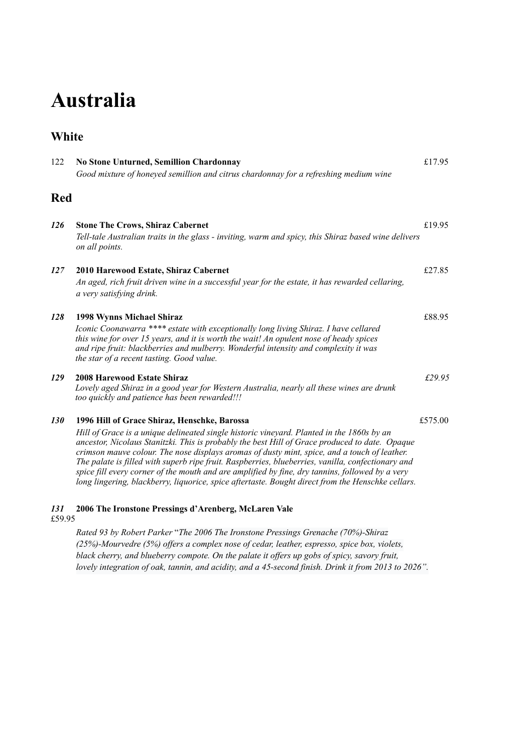# Australia

## White

122 **No Stone Unturned, Semillion Chardonnay** £17.95
*Good mixture of honeyed semillion and citrus chardonnay for a refreshing medium wine*

## Red

***126*** **Stone The Crows, Shiraz Cabernet** £19.95
*Tell-tale Australian traits in the glass - inviting, warm and spicy, this Shiraz based wine delivers on all points.*

***127*** **2010 Harewood Estate, Shiraz Cabernet** £27.85
*An aged, rich fruit driven wine in a successful year for the estate, it has rewarded cellaring, a very satisfying drink.*

***128*** **1998 Wynns Michael Shiraz** £88.95
*Iconic Coonawarra **** estate with exceptionally long living Shiraz. I have cellared this wine for over 15 years, and it is worth the wait! An opulent nose of heady spices and ripe fruit: blackberries and mulberry. Wonderful intensity and complexity it was the star of a recent tasting. Good value.*

***129*** **2008 Harewood Estate Shiraz** *£29.95*
*Lovely aged Shiraz in a good year for Western Australia, nearly all these wines are drunk too quickly and patience has been rewarded!!!*

***130*** **1996 Hill of Grace Shiraz, Henschke, Barossa** £575.00
*Hill of Grace is a unique delineated single historic vineyard. Planted in the 1860s by an ancestor, Nicolaus Stanitzki. This is probably the best Hill of Grace produced to date. Opaque crimson mauve colour. The nose displays aromas of dusty mint, spice, and a touch of leather. The palate is filled with superb ripe fruit. Raspberries, blueberries, vanilla, confectionary and spice fill every corner of the mouth and are amplified by fine, dry tannins, followed by a very long lingering, blackberry, liquorice, spice aftertaste. Bought direct from the Henschke cellars.*

***131*** **2006 The Ironstone Pressings d'Arenberg, McLaren Vale**
£59.95

*Rated 93 by Robert Parker* "*The 2006 The Ironstone Pressings Grenache (70%)-Shiraz (25%)-Mourvedre (5%) offers a complex nose of cedar, leather, espresso, spice box, violets, black cherry, and blueberry compote. On the palate it offers up gobs of spicy, savory fruit, lovely integration of oak, tannin, and acidity, and a 45-second finish. Drink it from 2013 to 2026".*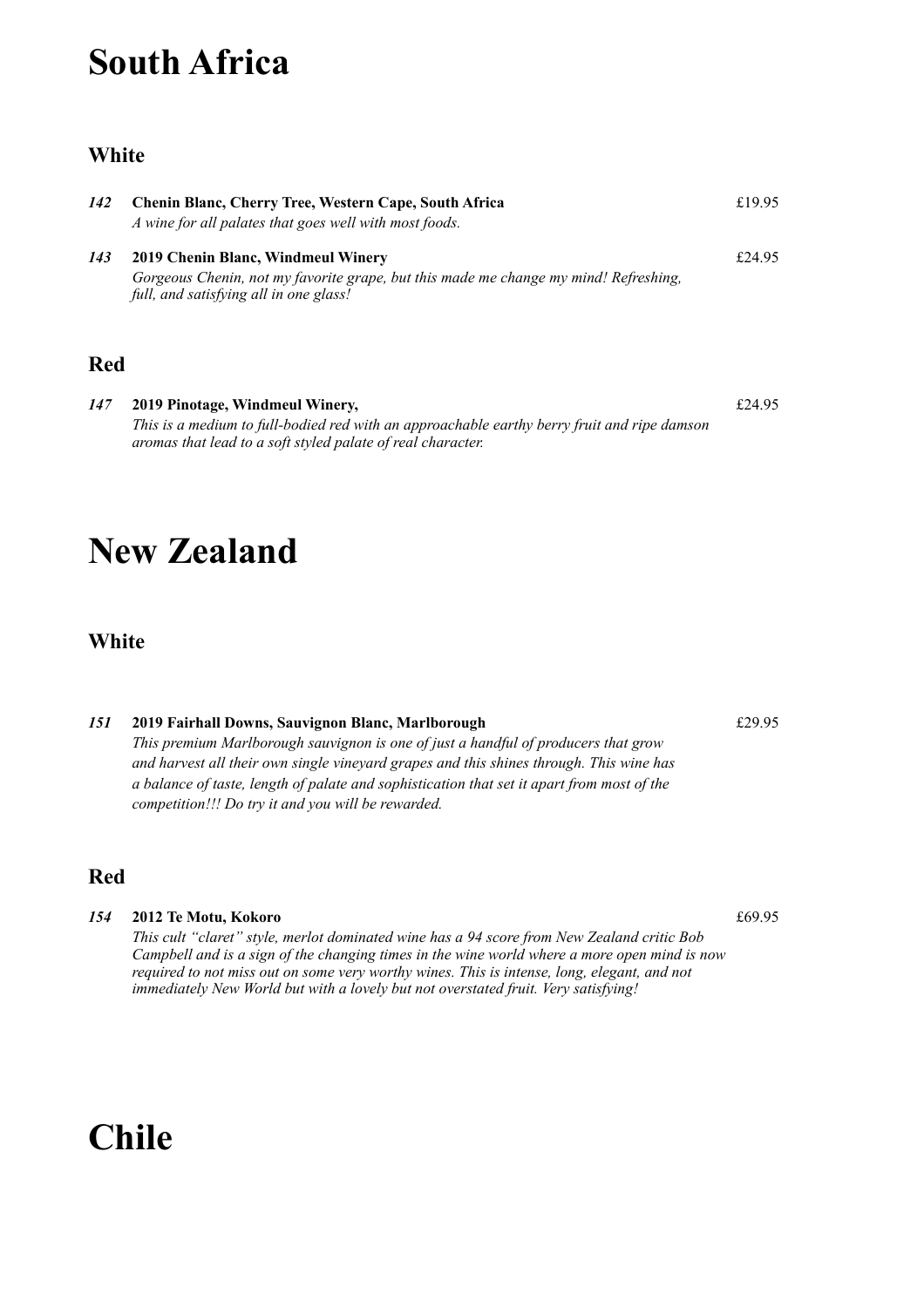# South Africa

## White

***142*** **Chenin Blanc, Cherry Tree, Western Cape, South Africa** £19.95
*A wine for all palates that goes well with most foods.*

***143*** **2019 Chenin Blanc, Windmeul Winery** £24.95
*Gorgeous Chenin, not my favorite grape, but this made me change my mind! Refreshing, full, and satisfying all in one glass!*

## Red

***147*** **2019 Pinotage, Windmeul Winery,** £24.95
*This is a medium to full-bodied red with an approachable earthy berry fruit and ripe damson aromas that lead to a soft styled palate of real character.*

# New Zealand

## White

***151*** **2019 Fairhall Downs, Sauvignon Blanc, Marlborough** £29.95
*This premium Marlborough sauvignon is one of just a handful of producers that grow and harvest all their own single vineyard grapes and this shines through. This wine has a balance of taste, length of palate and sophistication that set it apart from most of the competition!!! Do try it and you will be rewarded.*

## Red

***154*** **2012 Te Motu, Kokoro** £69.95
*This cult "claret" style, merlot dominated wine has a 94 score from New Zealand critic Bob Campbell and is a sign of the changing times in the wine world where a more open mind is now required to not miss out on some very worthy wines. This is intense, long, elegant, and not immediately New World but with a lovely but not overstated fruit. Very satisfying!*

# Chile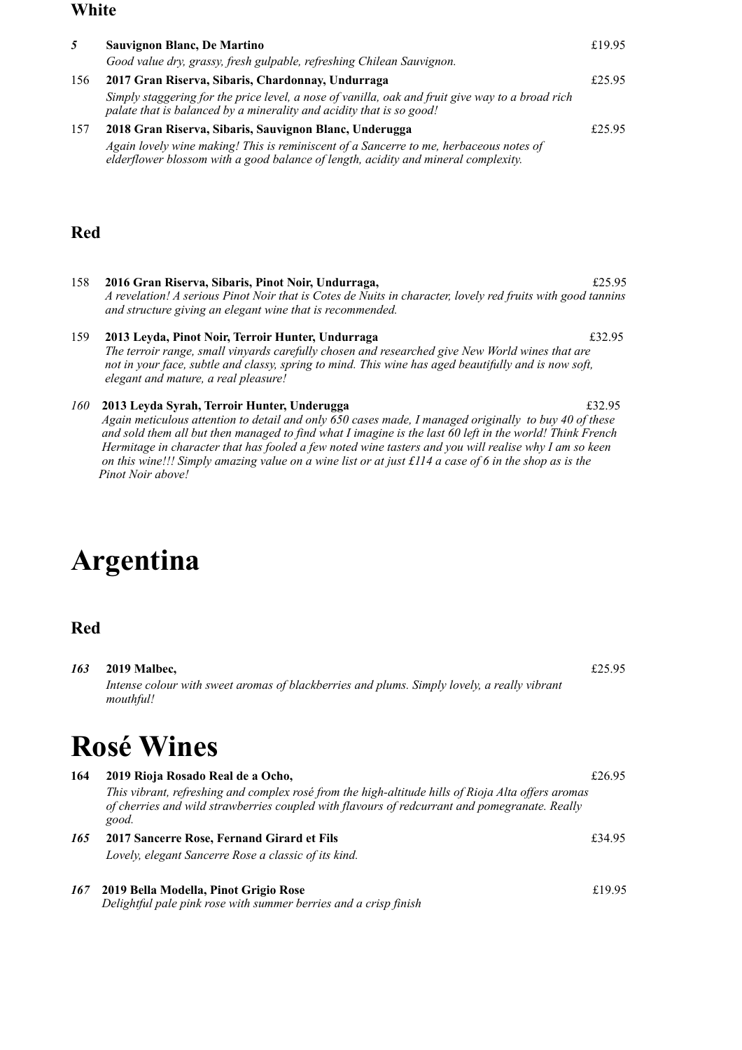## White

**5** **Sauvignon Blanc, De Martino** £19.95
*Good value dry, grassy, fresh gulpable, refreshing Chilean Sauvignon.*

156 **2017 Gran Riserva, Sibaris, Chardonnay, Undurraga** £25.95
*Simply staggering for the price level, a nose of vanilla, oak and fruit give way to a broad rich palate that is balanced by a minerality and acidity that is so good!*

157 **2018 Gran Riserva, Sibaris, Sauvignon Blanc, Underugga** £25.95
*Again lovely wine making! This is reminiscent of a Sancerre to me, herbaceous notes of elderflower blossom with a good balance of length, acidity and mineral complexity.*

## Red

158 **2016 Gran Riserva, Sibaris, Pinot Noir, Undurraga,** £25.95
*A revelation! A serious Pinot Noir that is Cotes de Nuits in character, lovely red fruits with good tannins and structure giving an elegant wine that is recommended.*

159 **2013 Leyda, Pinot Noir, Terroir Hunter, Undurraga** £32.95
*The terroir range, small vinyards carefully chosen and researched give New World wines that are not in your face, subtle and classy, spring to mind. This wine has aged beautifully and is now soft, elegant and mature, a real pleasure!*

*160* **2013 Leyda Syrah, Terroir Hunter, Underugga** £32.95
*Again meticulous attention to detail and only 650 cases made, I managed originally to buy 40 of these and sold them all but then managed to find what I imagine is the last 60 left in the world! Think French Hermitage in character that has fooled a few noted wine tasters and you will realise why I am so keen on this wine!!! Simply amazing value on a wine list or at just £114 a case of 6 in the shop as is the Pinot Noir above!*

# Argentina

## Red

***163*** **2019 Malbec,** £25.95
*Intense colour with sweet aromas of blackberries and plums. Simply lovely, a really vibrant mouthful!*

# Rosé Wines

**164** **2019 Rioja Rosado Real de a Ocho,** £26.95
*This vibrant, refreshing and complex rosé from the high-altitude hills of Rioja Alta offers aromas of cherries and wild strawberries coupled with flavours of redcurrant and pomegranate. Really good.*

***165*** **2017 Sancerre Rose, Fernand Girard et Fils** £34.95
*Lovely, elegant Sancerre Rose a classic of its kind.*

***167*** **2019 Bella Modella, Pinot Grigio Rose** £19.95
*Delightful pale pink rose with summer berries and a crisp finish*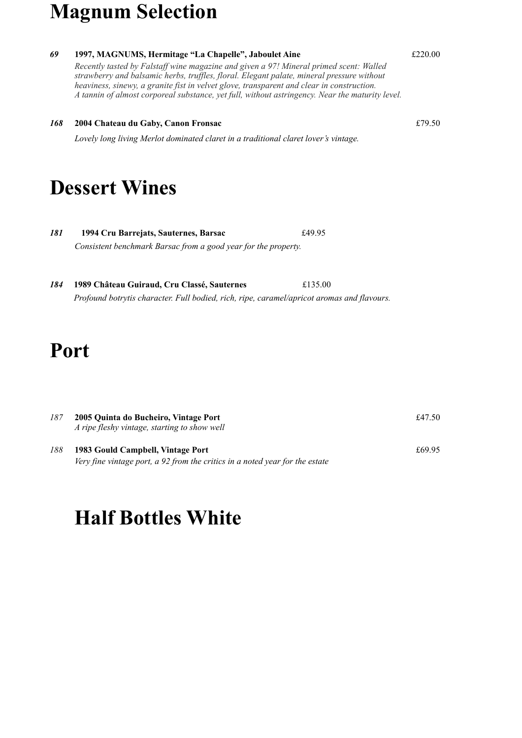# Magnum Selection

***69*** **1997, MAGNUMS, Hermitage "La Chapelle", Jaboulet Aine** £220.00

*Recently tasted by Falstaff wine magazine and given a 97! Mineral primed scent: Walled strawberry and balsamic herbs, truffles, floral. Elegant palate, mineral pressure without heaviness, sinewy, a granite fist in velvet glove, transparent and clear in construction. A tannin of almost corporeal substance, yet full, without astringency. Near the maturity level.*

***168*** **2004 Chateau du Gaby, Canon Fronsac** £79.50

*Lovely long living Merlot dominated claret in a traditional claret lover's vintage.*

# Dessert Wines

***181*** **1994 Cru Barrejats, Sauternes, Barsac** £49.95

*Consistent benchmark Barsac from a good year for the property.*

***184*** **1989 Château Guiraud, Cru Classé, Sauternes** £135.00

*Profound botrytis character. Full bodied, rich, ripe, caramel/apricot aromas and flavours.*

# Port

*187* **2005 Quinta do Bucheiro, Vintage Port** £47.50

*A ripe fleshy vintage, starting to show well*

*188* **1983 Gould Campbell, Vintage Port** £69.95

*Very fine vintage port, a 92 from the critics in a noted year for the estate*

# Half Bottles White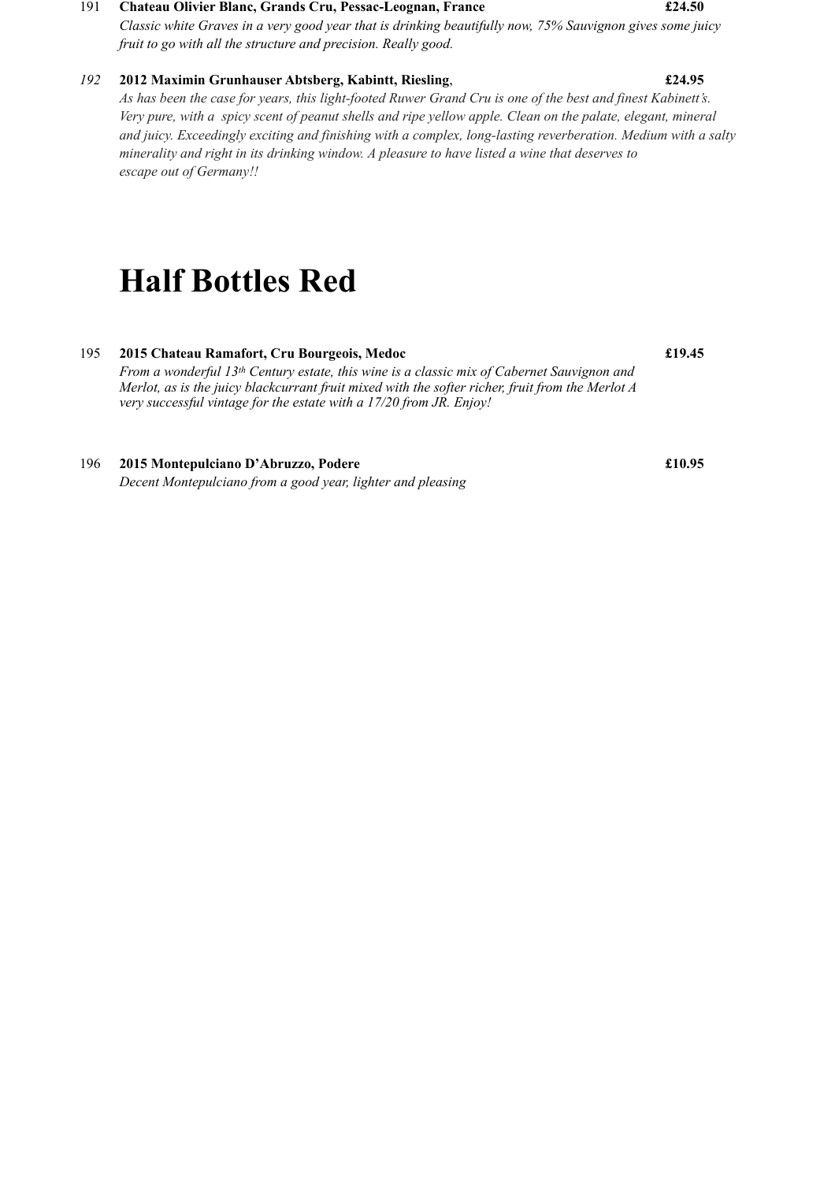191 **Chateau Olivier Blanc, Grands Cru, Pessac-Leognan, France** **£24.50**

*Classic white Graves in a very good year that is drinking beautifully now, 75% Sauvignon gives some juicy fruit to go with all the structure and precision. Really good.*

*192* **2012 Maximin Grunhauser Abtsberg, Kabintt, Riesling**, **£24.95**

*As has been the case for years, this light-footed Ruwer Grand Cru is one of the best and finest Kabinett's. Very pure, with a spicy scent of peanut shells and ripe yellow apple. Clean on the palate, elegant, mineral and juicy. Exceedingly exciting and finishing with a complex, long-lasting reverberation. Medium with a salty minerality and right in its drinking window. A pleasure to have listed a wine that deserves to escape out of Germany!!*

# Half Bottles Red

195 **2015 Chateau Ramafort, Cru Bourgeois, Medoc** **£19.45**

*From a wonderful 13th Century estate, this wine is a classic mix of Cabernet Sauvignon and Merlot, as is the juicy blackcurrant fruit mixed with the softer richer, fruit from the Merlot A very successful vintage for the estate with a 17/20 from JR. Enjoy!*

196 **2015 Montepulciano D'Abruzzo, Podere** **£10.95**

*Decent Montepulciano from a good year, lighter and pleasing*